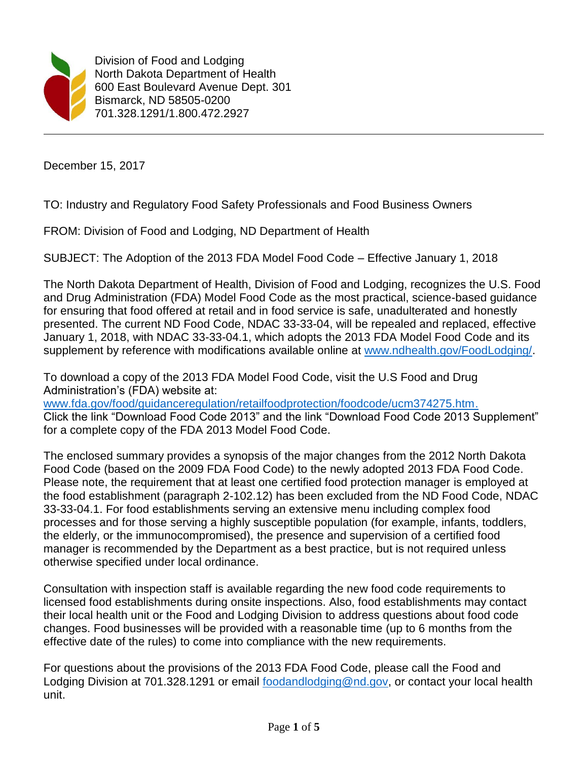Division of Food and Lodging
North Dakota Department of Health
600 East Boulevard Avenue Dept. 301
Bismarck, ND 58505-0200
701.328.1291/1.800.472.2927

---

December 15, 2017

TO: Industry and Regulatory Food Safety Professionals and Food Business Owners

FROM: Division of Food and Lodging, ND Department of Health

SUBJECT: The Adoption of the 2013 FDA Model Food Code – Effective January 1, 2018

The North Dakota Department of Health, Division of Food and Lodging, recognizes the U.S. Food and Drug Administration (FDA) Model Food Code as the most practical, science-based guidance for ensuring that food offered at retail and in food service is safe, unadulterated and honestly presented. The current ND Food Code, NDAC 33-33-04, will be repealed and replaced, effective January 1, 2018, with NDAC 33-33-04.1, which adopts the 2013 FDA Model Food Code and its supplement by reference with modifications available online at [www.ndhealth.gov/FoodLodging/](www.ndhealth.gov/FoodLodging/).

To download a copy of the 2013 FDA Model Food Code, visit the U.S Food and Drug Administration's (FDA) website at:
[www.fda.gov/food/guidanceregulation/retailfoodprotection/foodcode/ucm374275.htm.](www.fda.gov/food/guidanceregulation/retailfoodprotection/foodcode/ucm374275.htm)
Click the link "Download Food Code 2013" and the link "Download Food Code 2013 Supplement" for a complete copy of the FDA 2013 Model Food Code.

The enclosed summary provides a synopsis of the major changes from the 2012 North Dakota Food Code (based on the 2009 FDA Food Code) to the newly adopted 2013 FDA Food Code. Please note, the requirement that at least one certified food protection manager is employed at the food establishment (paragraph 2-102.12) has been excluded from the ND Food Code, NDAC 33-33-04.1. For food establishments serving an extensive menu including complex food processes and for those serving a highly susceptible population (for example, infants, toddlers, the elderly, or the immunocompromised), the presence and supervision of a certified food manager is recommended by the Department as a best practice, but is not required unless otherwise specified under local ordinance.

Consultation with inspection staff is available regarding the new food code requirements to licensed food establishments during onsite inspections. Also, food establishments may contact their local health unit or the Food and Lodging Division to address questions about food code changes. Food businesses will be provided with a reasonable time (up to 6 months from the effective date of the rules) to come into compliance with the new requirements.

For questions about the provisions of the 2013 FDA Food Code, please call the Food and Lodging Division at 701.328.1291 or email [foodandlodging@nd.gov](mailto:foodandlodging@nd.gov), or contact your local health unit.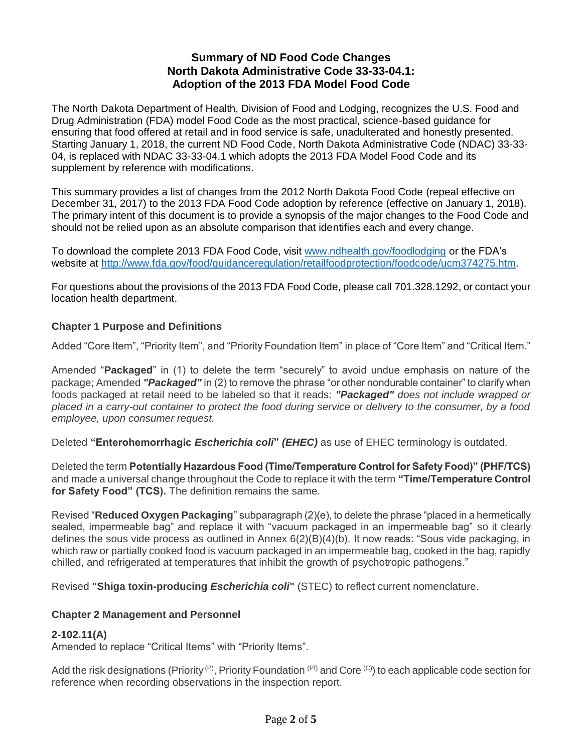# Summary of ND Food Code Changes
## North Dakota Administrative Code 33-33-04.1:
## Adoption of the 2013 FDA Model Food Code

The North Dakota Department of Health, Division of Food and Lodging, recognizes the U.S. Food and Drug Administration (FDA) model Food Code as the most practical, science-based guidance for ensuring that food offered at retail and in food service is safe, unadulterated and honestly presented. Starting January 1, 2018, the current ND Food Code, North Dakota Administrative Code (NDAC) 33-33-04, is replaced with NDAC 33-33-04.1 which adopts the 2013 FDA Model Food Code and its supplement by reference with modifications.

This summary provides a list of changes from the 2012 North Dakota Food Code (repeal effective on December 31, 2017) to the 2013 FDA Food Code adoption by reference (effective on January 1, 2018). The primary intent of this document is to provide a synopsis of the major changes to the Food Code and should not be relied upon as an absolute comparison that identifies each and every change.

To download the complete 2013 FDA Food Code, visit www.ndhealth.gov/foodlodging or the FDA's website at http://www.fda.gov/food/guidanceregulation/retailfoodprotection/foodcode/ucm374275.htm.

For questions about the provisions of the 2013 FDA Food Code, please call 701.328.1292, or contact your location health department.

### Chapter 1 Purpose and Definitions

Added "Core Item", "Priority Item", and "Priority Foundation Item" in place of "Core Item" and "Critical Item."

Amended "**Packaged**" in (1) to delete the term "securely" to avoid undue emphasis on nature of the package; Amended ***"Packaged"*** in (2) to remove the phrase "or other nondurable container" to clarify when foods packaged at retail need to be labeled so that it reads: ***"Packaged"*** *does not include wrapped or placed in a carry-out container to protect the food during service or delivery to the consumer, by a food employee, upon consumer request.*

Deleted **"Enterohemorrhagic *Escherichia coli*" *(EHEC)*** as use of EHEC terminology is outdated.

Deleted the term **Potentially Hazardous Food (Time/Temperature Control for Safety Food)" (PHF/TCS)** and made a universal change throughout the Code to replace it with the term **"Time/Temperature Control for Safety Food" (TCS).** The definition remains the same.

Revised "**Reduced Oxygen Packaging**" subparagraph (2)(e), to delete the phrase "placed in a hermetically sealed, impermeable bag" and replace it with "vacuum packaged in an impermeable bag" so it clearly defines the sous vide process as outlined in Annex 6(2)(B)(4)(b). It now reads: "Sous vide packaging, in which raw or partially cooked food is vacuum packaged in an impermeable bag, cooked in the bag, rapidly chilled, and refrigerated at temperatures that inhibit the growth of psychotropic pathogens."

Revised **"Shiga toxin-producing *Escherichia coli*"** (STEC) to reflect current nomenclature.

### Chapter 2 Management and Personnel

**2-102.11(A)**
Amended to replace "Critical Items" with "Priority Items".

Add the risk designations (Priority [(P)], Priority Foundation [(Pf)] and Core [(C)]) to each applicable code section for reference when recording observations in the inspection report.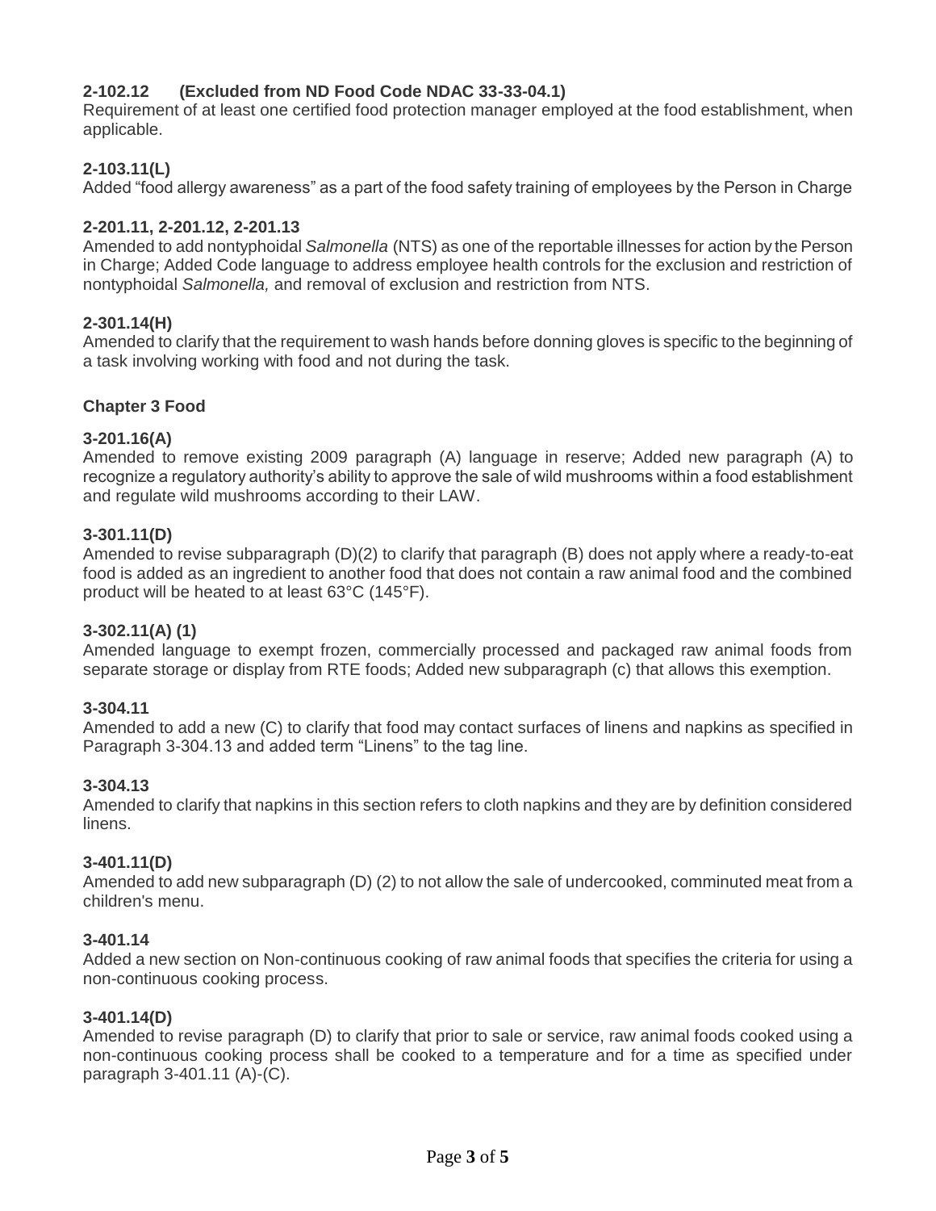**2-102.12 (Excluded from ND Food Code NDAC 33-33-04.1)**
Requirement of at least one certified food protection manager employed at the food establishment, when applicable.

**2-103.11(L)**
Added "food allergy awareness" as a part of the food safety training of employees by the Person in Charge

**2-201.11, 2-201.12, 2-201.13**
Amended to add nontyphoidal *Salmonella* (NTS) as one of the reportable illnesses for action by the Person in Charge; Added Code language to address employee health controls for the exclusion and restriction of nontyphoidal *Salmonella,* and removal of exclusion and restriction from NTS.

**2-301.14(H)**
Amended to clarify that the requirement to wash hands before donning gloves is specific to the beginning of a task involving working with food and not during the task.

**Chapter 3 Food**

**3-201.16(A)**
Amended to remove existing 2009 paragraph (A) language in reserve; Added new paragraph (A) to recognize a regulatory authority's ability to approve the sale of wild mushrooms within a food establishment and regulate wild mushrooms according to their LAW.

**3-301.11(D)**
Amended to revise subparagraph (D)(2) to clarify that paragraph (B) does not apply where a ready-to-eat food is added as an ingredient to another food that does not contain a raw animal food and the combined product will be heated to at least 63°C (145°F).

**3-302.11(A) (1)**
Amended language to exempt frozen, commercially processed and packaged raw animal foods from separate storage or display from RTE foods; Added new subparagraph (c) that allows this exemption.

**3-304.11**
Amended to add a new (C) to clarify that food may contact surfaces of linens and napkins as specified in Paragraph 3-304.13 and added term "Linens" to the tag line.

**3-304.13**
Amended to clarify that napkins in this section refers to cloth napkins and they are by definition considered linens.

**3-401.11(D)**
Amended to add new subparagraph (D) (2) to not allow the sale of undercooked, comminuted meat from a children's menu.

**3-401.14**
Added a new section on Non-continuous cooking of raw animal foods that specifies the criteria for using a non-continuous cooking process.

**3-401.14(D)**
Amended to revise paragraph (D) to clarify that prior to sale or service, raw animal foods cooked using a non-continuous cooking process shall be cooked to a temperature and for a time as specified under paragraph 3-401.11 (A)-(C).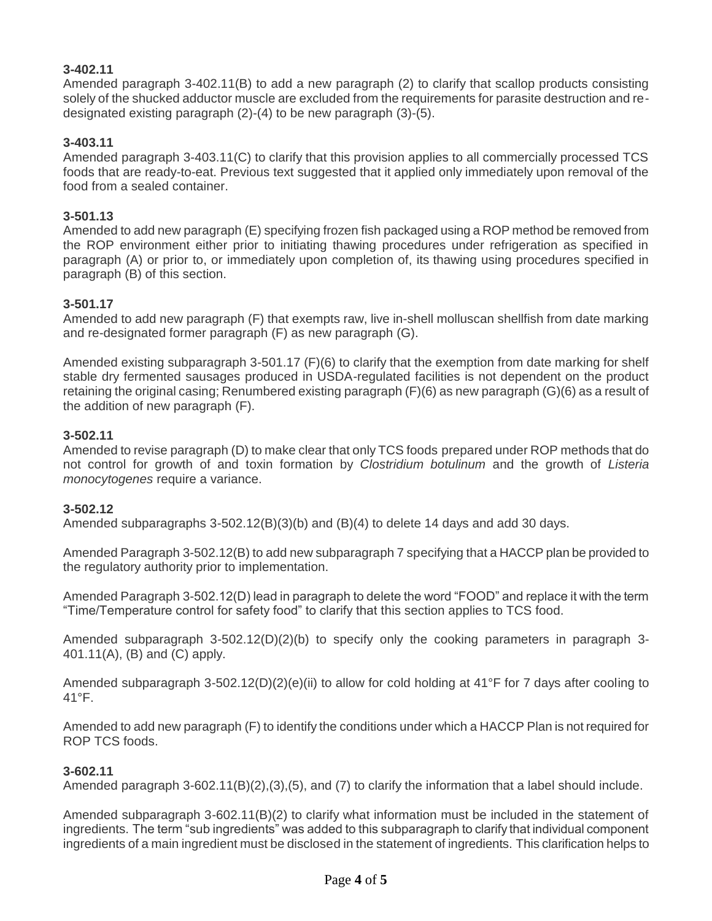**3-402.11**

Amended paragraph 3-402.11(B) to add a new paragraph (2) to clarify that scallop products consisting solely of the shucked adductor muscle are excluded from the requirements for parasite destruction and re-designated existing paragraph (2)-(4) to be new paragraph (3)-(5).

**3-403.11**

Amended paragraph 3-403.11(C) to clarify that this provision applies to all commercially processed TCS foods that are ready-to-eat. Previous text suggested that it applied only immediately upon removal of the food from a sealed container.

**3-501.13**

Amended to add new paragraph (E) specifying frozen fish packaged using a ROP method be removed from the ROP environment either prior to initiating thawing procedures under refrigeration as specified in paragraph (A) or prior to, or immediately upon completion of, its thawing using procedures specified in paragraph (B) of this section.

**3-501.17**

Amended to add new paragraph (F) that exempts raw, live in-shell molluscan shellfish from date marking and re-designated former paragraph (F) as new paragraph (G).

Amended existing subparagraph 3-501.17 (F)(6) to clarify that the exemption from date marking for shelf stable dry fermented sausages produced in USDA-regulated facilities is not dependent on the product retaining the original casing; Renumbered existing paragraph (F)(6) as new paragraph (G)(6) as a result of the addition of new paragraph (F).

**3-502.11**

Amended to revise paragraph (D) to make clear that only TCS foods prepared under ROP methods that do not control for growth of and toxin formation by *Clostridium botulinum* and the growth of *Listeria monocytogenes* require a variance.

**3-502.12**

Amended subparagraphs 3-502.12(B)(3)(b) and (B)(4) to delete 14 days and add 30 days.

Amended Paragraph 3-502.12(B) to add new subparagraph 7 specifying that a HACCP plan be provided to the regulatory authority prior to implementation.

Amended Paragraph 3-502.12(D) lead in paragraph to delete the word "FOOD" and replace it with the term "Time/Temperature control for safety food" to clarify that this section applies to TCS food.

Amended subparagraph 3-502.12(D)(2)(b) to specify only the cooking parameters in paragraph 3-401.11(A), (B) and (C) apply.

Amended subparagraph 3-502.12(D)(2)(e)(ii) to allow for cold holding at 41°F for 7 days after cooling to 41°F.

Amended to add new paragraph (F) to identify the conditions under which a HACCP Plan is not required for ROP TCS foods.

**3-602.11**

Amended paragraph 3-602.11(B)(2),(3),(5), and (7) to clarify the information that a label should include.

Amended subparagraph 3-602.11(B)(2) to clarify what information must be included in the statement of ingredients. The term "sub ingredients" was added to this subparagraph to clarify that individual component ingredients of a main ingredient must be disclosed in the statement of ingredients. This clarification helps to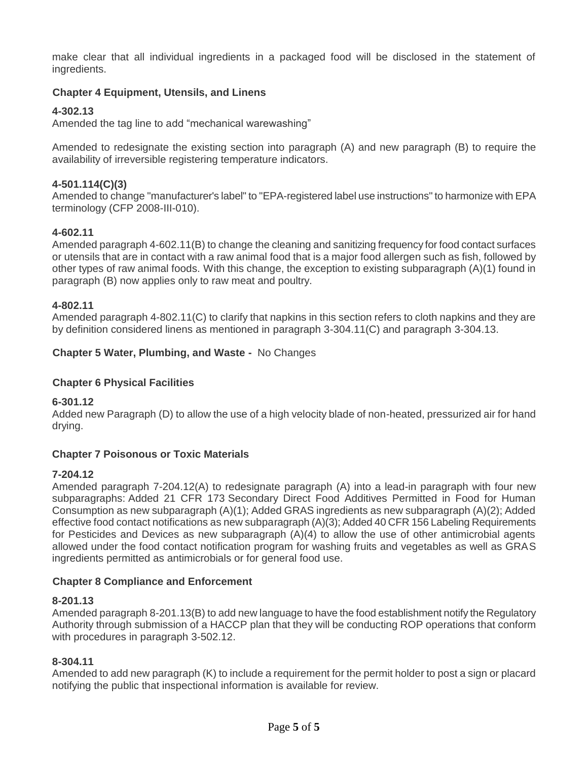make clear that all individual ingredients in a packaged food will be disclosed in the statement of ingredients.

## Chapter 4 Equipment, Utensils, and Linens

### 4-302.13

Amended the tag line to add “mechanical warewashing”

Amended to redesignate the existing section into paragraph (A) and new paragraph (B) to require the availability of irreversible registering temperature indicators.

### 4-501.114(C)(3)

Amended to change "manufacturer's label" to "EPA-registered label use instructions" to harmonize with EPA terminology (CFP 2008-III-010).

### 4-602.11

Amended paragraph 4-602.11(B) to change the cleaning and sanitizing frequency for food contact surfaces or utensils that are in contact with a raw animal food that is a major food allergen such as fish, followed by other types of raw animal foods. With this change, the exception to existing subparagraph (A)(1) found in paragraph (B) now applies only to raw meat and poultry.

### 4-802.11

Amended paragraph 4-802.11(C) to clarify that napkins in this section refers to cloth napkins and they are by definition considered linens as mentioned in paragraph 3-304.11(C) and paragraph 3-304.13.

## Chapter 5 Water, Plumbing, and Waste - No Changes

## Chapter 6 Physical Facilities

### 6-301.12

Added new Paragraph (D) to allow the use of a high velocity blade of non-heated, pressurized air for hand drying.

## Chapter 7 Poisonous or Toxic Materials

### 7-204.12

Amended paragraph 7-204.12(A) to redesignate paragraph (A) into a lead-in paragraph with four new subparagraphs: Added 21 CFR 173 Secondary Direct Food Additives Permitted in Food for Human Consumption as new subparagraph (A)(1); Added GRAS ingredients as new subparagraph (A)(2); Added effective food contact notifications as new subparagraph (A)(3); Added 40 CFR 156 Labeling Requirements for Pesticides and Devices as new subparagraph (A)(4) to allow the use of other antimicrobial agents allowed under the food contact notification program for washing fruits and vegetables as well as GRAS ingredients permitted as antimicrobials or for general food use.

## Chapter 8 Compliance and Enforcement

### 8-201.13

Amended paragraph 8-201.13(B) to add new language to have the food establishment notify the Regulatory Authority through submission of a HACCP plan that they will be conducting ROP operations that conform with procedures in paragraph 3-502.12.

### 8-304.11

Amended to add new paragraph (K) to include a requirement for the permit holder to post a sign or placard notifying the public that inspectional information is available for review.